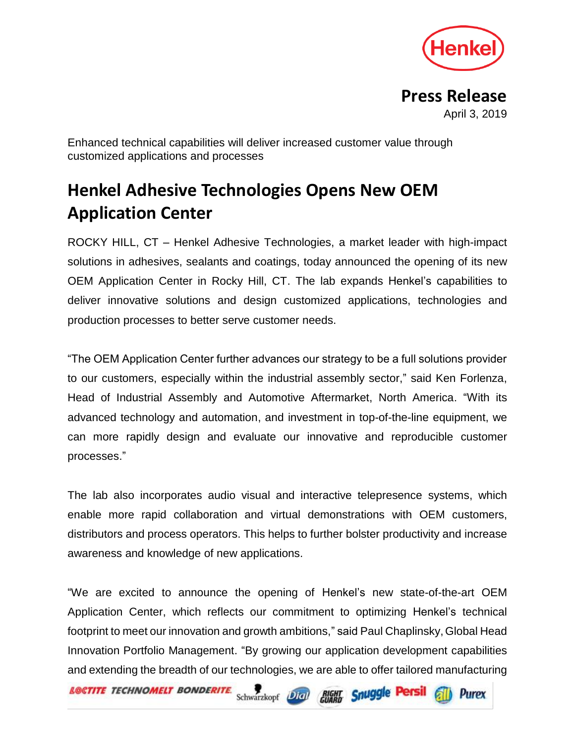**Press Release**

April 3, 2019

Enhanced technical capabilities will deliver increased customer value through customized applications and processes

# Henkel Adhesive Technologies Opens New OEM Application Center

ROCKY HILL, CT – Henkel Adhesive Technologies, a market leader with high-impact solutions in adhesives, sealants and coatings, today announced the opening of its new OEM Application Center in Rocky Hill, CT. The lab expands Henkel's capabilities to deliver innovative solutions and design customized applications, technologies and production processes to better serve customer needs.

"The OEM Application Center further advances our strategy to be a full solutions provider to our customers, especially within the industrial assembly sector," said Ken Forlenza, Head of Industrial Assembly and Automotive Aftermarket, North America. "With its advanced technology and automation, and investment in top-of-the-line equipment, we can more rapidly design and evaluate our innovative and reproducible customer processes."

The lab also incorporates audio visual and interactive telepresence systems, which enable more rapid collaboration and virtual demonstrations with OEM customers, distributors and process operators. This helps to further bolster productivity and increase awareness and knowledge of new applications.

"We are excited to announce the opening of Henkel's new state-of-the-art OEM Application Center, which reflects our commitment to optimizing Henkel's technical footprint to meet our innovation and growth ambitions," said Paul Chaplinsky, Global Head Innovation Portfolio Management. "By growing our application development capabilities and extending the breadth of our technologies, we are able to offer tailored manufacturing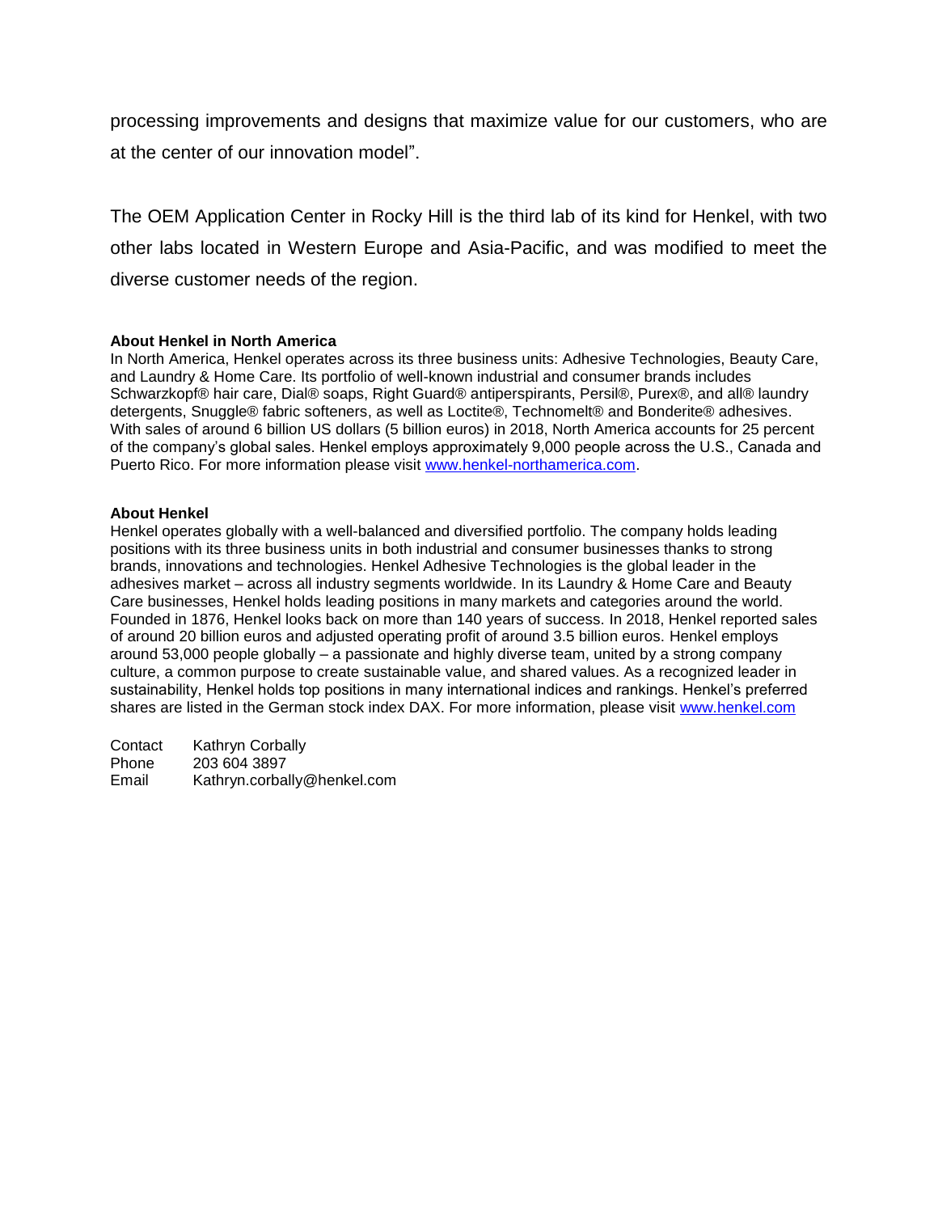processing improvements and designs that maximize value for our customers, who are at the center of our innovation model".

The OEM Application Center in Rocky Hill is the third lab of its kind for Henkel, with two other labs located in Western Europe and Asia-Pacific, and was modified to meet the diverse customer needs of the region.

**About Henkel in North America**

In North America, Henkel operates across its three business units: Adhesive Technologies, Beauty Care, and Laundry & Home Care. Its portfolio of well-known industrial and consumer brands includes Schwarzkopf® hair care, Dial® soaps, Right Guard® antiperspirants, Persil®, Purex®, and all® laundry detergents, Snuggle® fabric softeners, as well as Loctite®, Technomelt® and Bonderite® adhesives. With sales of around 6 billion US dollars (5 billion euros) in 2018, North America accounts for 25 percent of the company's global sales. Henkel employs approximately 9,000 people across the U.S., Canada and Puerto Rico. For more information please visit [www.henkel-northamerica.com](http://www.henkel-northamerica.com).

**About Henkel**

Henkel operates globally with a well-balanced and diversified portfolio. The company holds leading positions with its three business units in both industrial and consumer businesses thanks to strong brands, innovations and technologies. Henkel Adhesive Technologies is the global leader in the adhesives market – across all industry segments worldwide. In its Laundry & Home Care and Beauty Care businesses, Henkel holds leading positions in many markets and categories around the world. Founded in 1876, Henkel looks back on more than 140 years of success. In 2018, Henkel reported sales of around 20 billion euros and adjusted operating profit of around 3.5 billion euros. Henkel employs around 53,000 people globally – a passionate and highly diverse team, united by a strong company culture, a common purpose to create sustainable value, and shared values. As a recognized leader in sustainability, Henkel holds top positions in many international indices and rankings. Henkel's preferred shares are listed in the German stock index DAX. For more information, please visit [www.henkel.com](http://www.henkel.com)

| | |
|---|---|
| Contact | Kathryn Corbally |
| Phone | 203 604 3897 |
| Email | Kathryn.corbally@henkel.com |